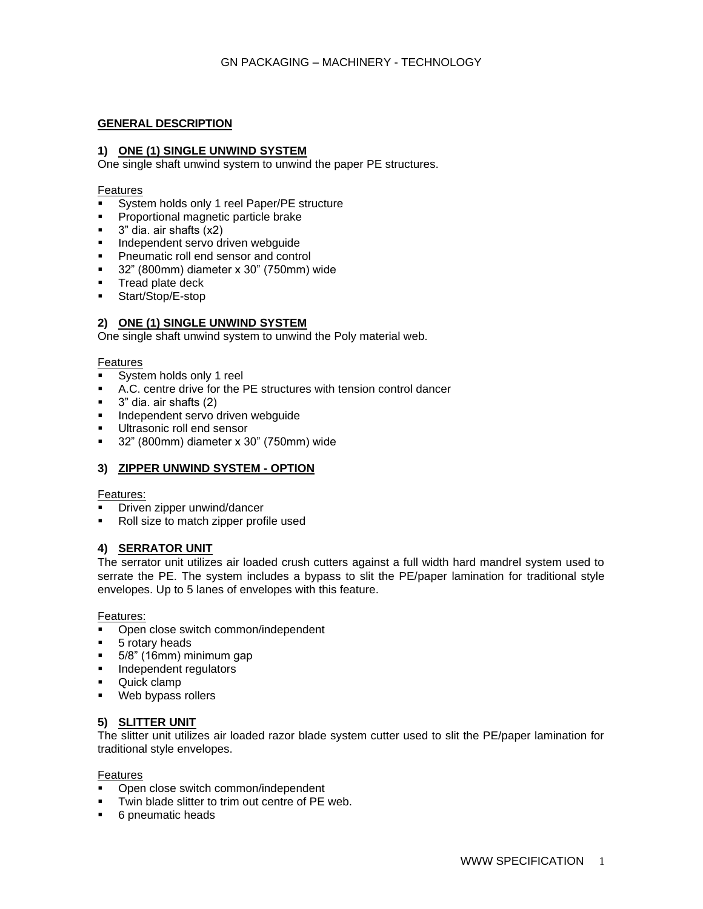## GENERAL DESCRIPTION

### 1) ONE (1) SINGLE UNWIND SYSTEM

One single shaft unwind system to unwind the paper PE structures.

Features

- System holds only 1 reel Paper/PE structure
- Proportional magnetic particle brake
- 3" dia. air shafts (x2)
- Independent servo driven webguide
- Pneumatic roll end sensor and control
- 32" (800mm) diameter x 30" (750mm) wide
- Tread plate deck
- Start/Stop/E-stop

### 2) ONE (1) SINGLE UNWIND SYSTEM

One single shaft unwind system to unwind the Poly material web.

Features

- System holds only 1 reel
- A.C. centre drive for the PE structures with tension control dancer
- 3" dia. air shafts (2)
- Independent servo driven webguide
- Ultrasonic roll end sensor
- 32" (800mm) diameter x 30" (750mm) wide

### 3) ZIPPER UNWIND SYSTEM - OPTION

Features:

- Driven zipper unwind/dancer
- Roll size to match zipper profile used

### 4) SERRATOR UNIT

The serrator unit utilizes air loaded crush cutters against a full width hard mandrel system used to serrate the PE. The system includes a bypass to slit the PE/paper lamination for traditional style envelopes. Up to 5 lanes of envelopes with this feature.

Features:

- Open close switch common/independent
- 5 rotary heads
- 5/8" (16mm) minimum gap
- Independent regulators
- Quick clamp
- Web bypass rollers

### 5) SLITTER UNIT

The slitter unit utilizes air loaded razor blade system cutter used to slit the PE/paper lamination for traditional style envelopes.

Features

- Open close switch common/independent
- Twin blade slitter to trim out centre of PE web.
- 6 pneumatic heads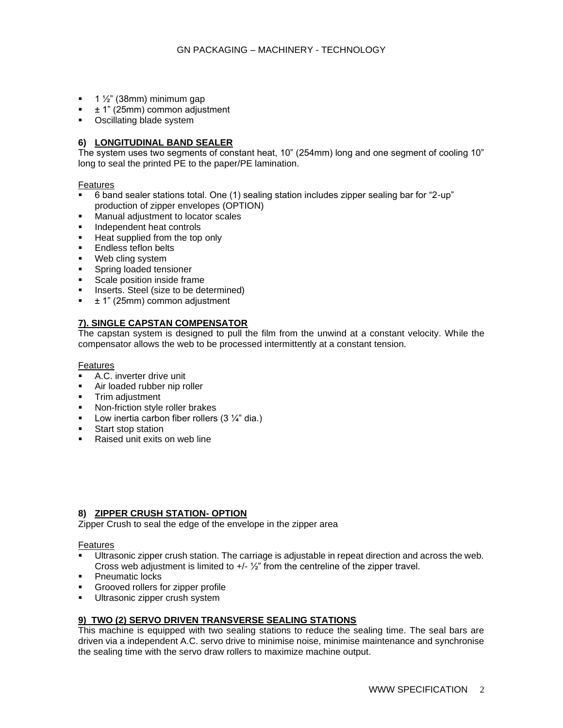- 1 ½" (38mm) minimum gap
- ± 1" (25mm) common adjustment
- Oscillating blade system

### 6) LONGITUDINAL BAND SEALER

The system uses two segments of constant heat, 10" (254mm) long and one segment of cooling 10" long to seal the printed PE to the paper/PE lamination.

Features

- 6 band sealer stations total. One (1) sealing station includes zipper sealing bar for "2-up" production of zipper envelopes (OPTION)
- Manual adjustment to locator scales
- Independent heat controls
- Heat supplied from the top only
- Endless teflon belts
- Web cling system
- Spring loaded tensioner
- Scale position inside frame
- Inserts. Steel (size to be determined)
- ± 1" (25mm) common adjustment

### 7). SINGLE CAPSTAN COMPENSATOR

The capstan system is designed to pull the film from the unwind at a constant velocity. While the compensator allows the web to be processed intermittently at a constant tension.

Features

- A.C. inverter drive unit
- Air loaded rubber nip roller
- Trim adjustment
- Non-friction style roller brakes
- Low inertia carbon fiber rollers (3 ¼" dia.)
- Start stop station
- Raised unit exits on web line

### 8) ZIPPER CRUSH STATION- OPTION

Zipper Crush to seal the edge of the envelope in the zipper area

Features

- Ultrasonic zipper crush station. The carriage is adjustable in repeat direction and across the web. Cross web adjustment is limited to +/- ½" from the centreline of the zipper travel.
- Pneumatic locks
- Grooved rollers for zipper profile
- Ultrasonic zipper crush system

### 9) TWO (2) SERVO DRIVEN TRANSVERSE SEALING STATIONS

This machine is equipped with two sealing stations to reduce the sealing time. The seal bars are driven via a independent A.C. servo drive to minimise noise, minimise maintenance and synchronise the sealing time with the servo draw rollers to maximize machine output.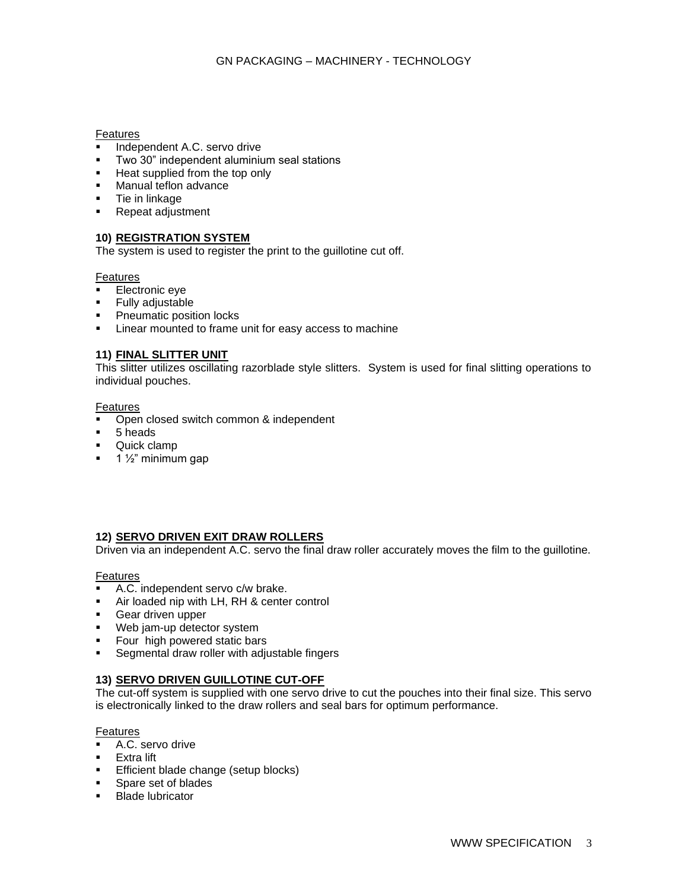Features

- Independent A.C. servo drive
- Two 30" independent aluminium seal stations
- Heat supplied from the top only
- Manual teflon advance
- Tie in linkage
- Repeat adjustment

### 10) REGISTRATION SYSTEM

The system is used to register the print to the guillotine cut off.

Features

- Electronic eye
- Fully adjustable
- Pneumatic position locks
- Linear mounted to frame unit for easy access to machine

### 11) FINAL SLITTER UNIT

This slitter utilizes oscillating razorblade style slitters. System is used for final slitting operations to individual pouches.

Features

- Open closed switch common & independent
- 5 heads
- Quick clamp
- 1 ½" minimum gap

### 12) SERVO DRIVEN EXIT DRAW ROLLERS

Driven via an independent A.C. servo the final draw roller accurately moves the film to the guillotine.

Features

- A.C. independent servo c/w brake.
- Air loaded nip with LH, RH & center control
- Gear driven upper
- Web jam-up detector system
- Four high powered static bars
- Segmental draw roller with adjustable fingers

### 13) SERVO DRIVEN GUILLOTINE CUT-OFF

The cut-off system is supplied with one servo drive to cut the pouches into their final size. This servo is electronically linked to the draw rollers and seal bars for optimum performance.

Features

- A.C. servo drive
- Extra lift
- Efficient blade change (setup blocks)
- Spare set of blades
- Blade lubricator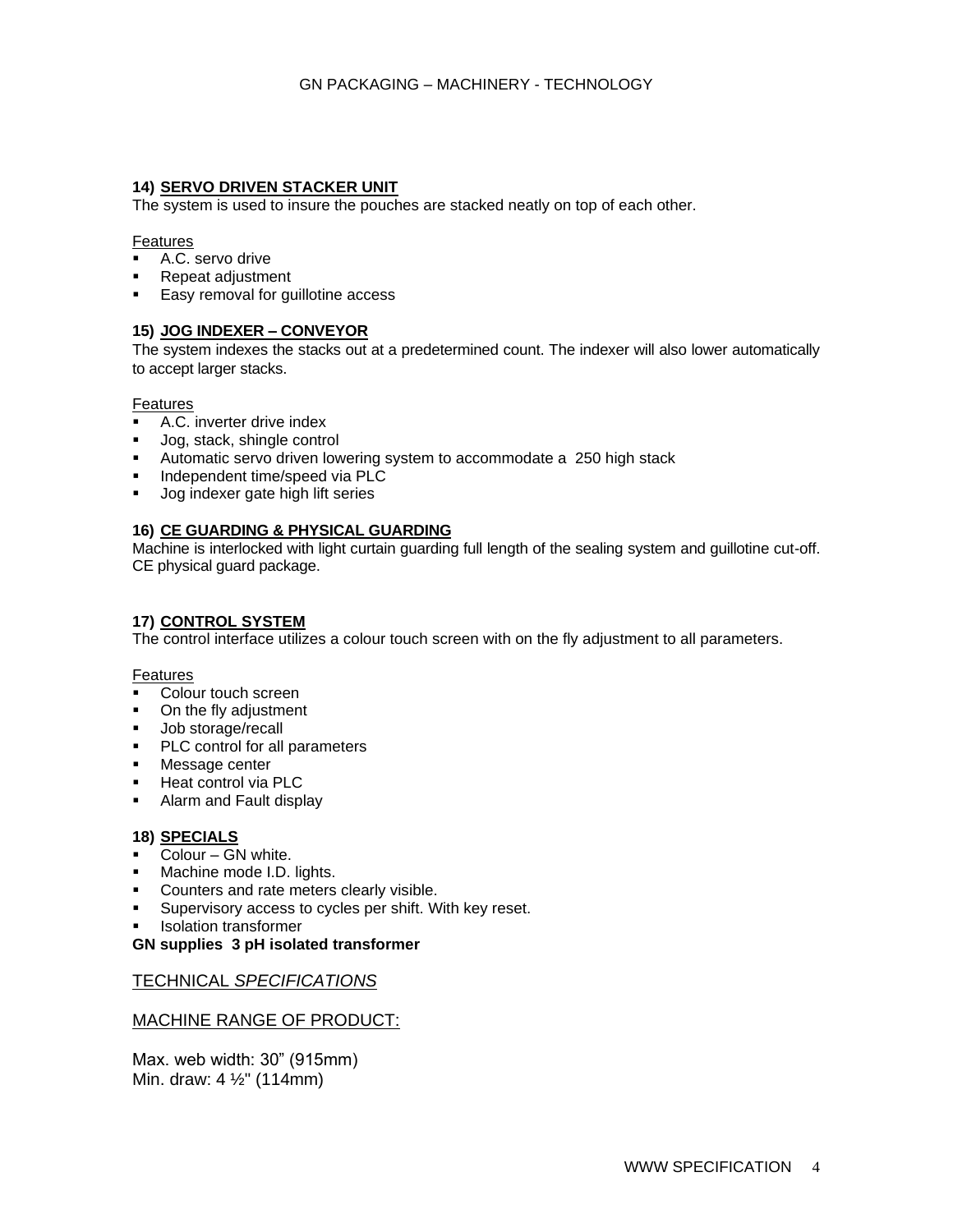### 14) SERVO DRIVEN STACKER UNIT

The system is used to insure the pouches are stacked neatly on top of each other.

Features

- A.C. servo drive
- Repeat adjustment
- Easy removal for guillotine access

### 15) JOG INDEXER – CONVEYOR

The system indexes the stacks out at a predetermined count. The indexer will also lower automatically to accept larger stacks.

Features

- A.C. inverter drive index
- Jog, stack, shingle control
- Automatic servo driven lowering system to accommodate a 250 high stack
- Independent time/speed via PLC
- Jog indexer gate high lift series

### 16) CE GUARDING & PHYSICAL GUARDING

Machine is interlocked with light curtain guarding full length of the sealing system and guillotine cut-off. CE physical guard package.

### 17) CONTROL SYSTEM

The control interface utilizes a colour touch screen with on the fly adjustment to all parameters.

Features

- Colour touch screen
- On the fly adjustment
- Job storage/recall
- PLC control for all parameters
- Message center
- Heat control via PLC
- Alarm and Fault display

### 18) SPECIALS

- Colour – GN white.
- Machine mode I.D. lights.
- Counters and rate meters clearly visible.
- Supervisory access to cycles per shift. With key reset.
- Isolation transformer

**GN supplies 3 pH isolated transformer**

## TECHNICAL *SPECIFICATIONS*

## MACHINE RANGE OF PRODUCT:

Max. web width: 30" (915mm)
Min. draw: 4 ½" (114mm)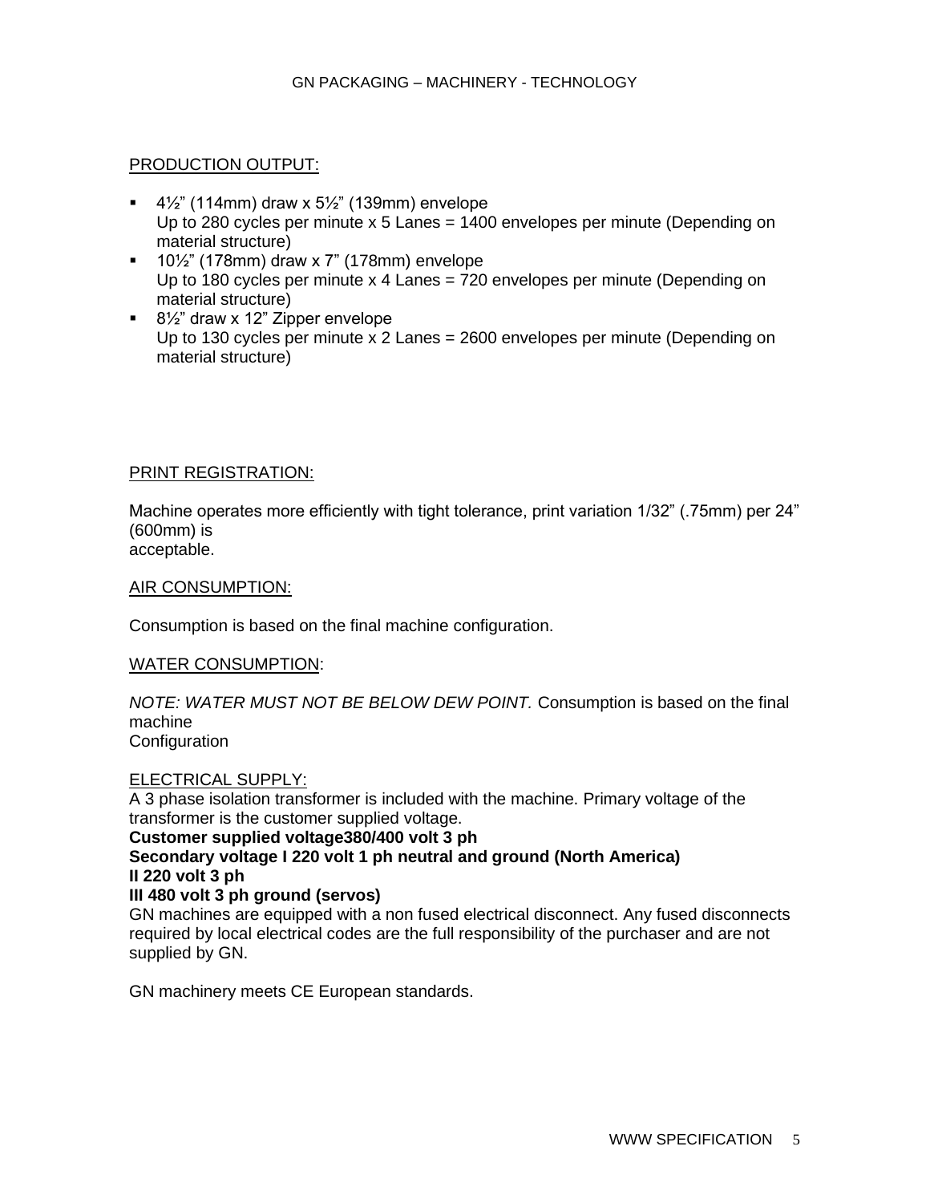## PRODUCTION OUTPUT:

- 4½" (114mm) draw x 5½" (139mm) envelope
  Up to 280 cycles per minute x 5 Lanes = 1400 envelopes per minute (Depending on material structure)
- 10½" (178mm) draw x 7" (178mm) envelope
  Up to 180 cycles per minute x 4 Lanes = 720 envelopes per minute (Depending on material structure)
- 8½" draw x 12" Zipper envelope
  Up to 130 cycles per minute x 2 Lanes = 2600 envelopes per minute (Depending on material structure)

## PRINT REGISTRATION:

Machine operates more efficiently with tight tolerance, print variation 1/32" (.75mm) per 24" (600mm) is acceptable.

## AIR CONSUMPTION:

Consumption is based on the final machine configuration.

## WATER CONSUMPTION:

*NOTE: WATER MUST NOT BE BELOW DEW POINT.* Consumption is based on the final machine Configuration

## ELECTRICAL SUPPLY:

A 3 phase isolation transformer is included with the machine. Primary voltage of the transformer is the customer supplied voltage.

**Customer supplied voltage380/400 volt 3 ph**
**Secondary voltage I 220 volt 1 ph neutral and ground (North America)**
**II 220 volt 3 ph**
**III 480 volt 3 ph ground (servos)**

GN machines are equipped with a non fused electrical disconnect. Any fused disconnects required by local electrical codes are the full responsibility of the purchaser and are not supplied by GN.

GN machinery meets CE European standards.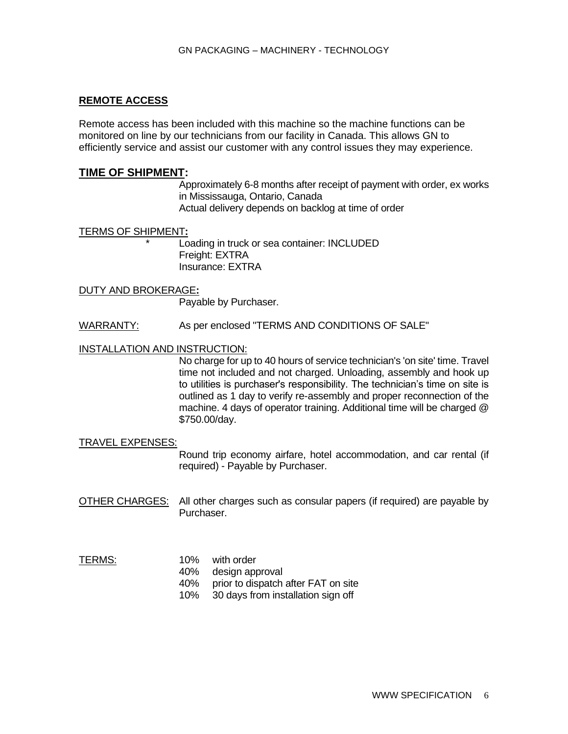**REMOTE ACCESS**

Remote access has been included with this machine so the machine functions can be monitored on line by our technicians from our facility in Canada. This allows GN to efficiently service and assist our customer with any control issues they may experience.

## TIME OF SHIPMENT:

Approximately 6-8 months after receipt of payment with order, ex works in Mississauga, Ontario, Canada
Actual delivery depends on backlog at time of order

TERMS OF SHIPMENT:

\* Loading in truck or sea container: INCLUDED
Freight: EXTRA
Insurance: EXTRA

DUTY AND BROKERAGE:

Payable by Purchaser.

WARRANTY: As per enclosed "TERMS AND CONDITIONS OF SALE"

INSTALLATION AND INSTRUCTION:

No charge for up to 40 hours of service technician's 'on site' time. Travel time not included and not charged. Unloading, assembly and hook up to utilities is purchaser's responsibility. The technician's time on site is outlined as 1 day to verify re-assembly and proper reconnection of the machine. 4 days of operator training. Additional time will be charged @ $750.00/day.

TRAVEL EXPENSES:

Round trip economy airfare, hotel accommodation, and car rental (if required) - Payable by Purchaser.

OTHER CHARGES: All other charges such as consular papers (if required) are payable by Purchaser.

TERMS:

- 10% with order
- 40% design approval
- 40% prior to dispatch after FAT on site
- 10% 30 days from installation sign off